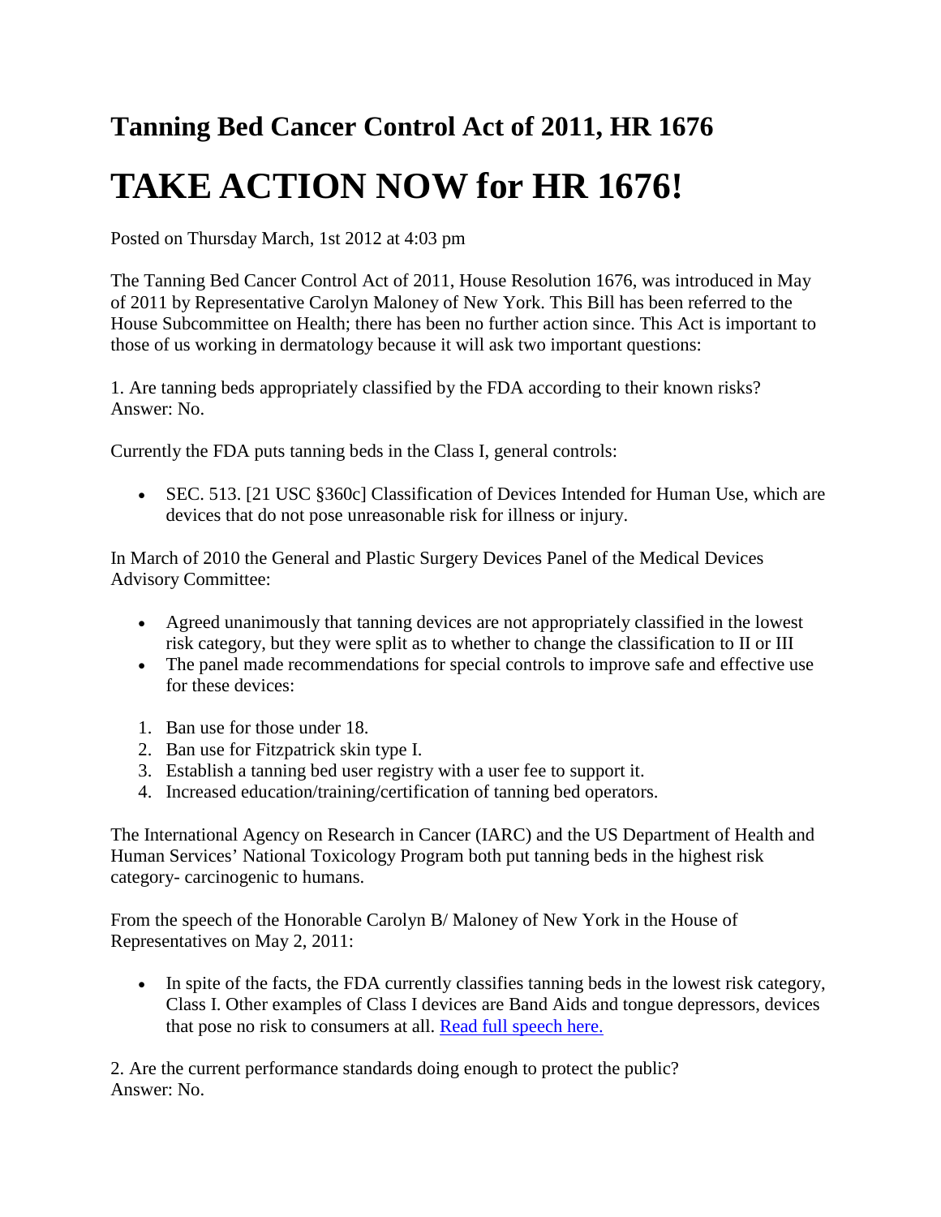## Tanning Bed Cancer Control Act of 2011, HR 1676

# TAKE ACTION NOW for HR 1676!

Posted on Thursday March, 1st 2012 at 4:03 pm

The Tanning Bed Cancer Control Act of 2011, House Resolution 1676, was introduced in May of 2011 by Representative Carolyn Maloney of New York. This Bill has been referred to the House Subcommittee on Health; there has been no further action since. This Act is important to those of us working in dermatology because it will ask two important questions:

1. Are tanning beds appropriately classified by the FDA according to their known risks? Answer: No.

Currently the FDA puts tanning beds in the Class I, general controls:

- SEC. 513. [21 USC §360c] Classification of Devices Intended for Human Use, which are devices that do not pose unreasonable risk for illness or injury.

In March of 2010 the General and Plastic Surgery Devices Panel of the Medical Devices Advisory Committee:

- Agreed unanimously that tanning devices are not appropriately classified in the lowest risk category, but they were split as to whether to change the classification to II or III
- The panel made recommendations for special controls to improve safe and effective use for these devices:

1. Ban use for those under 18.
2. Ban use for Fitzpatrick skin type I.
3. Establish a tanning bed user registry with a user fee to support it.
4. Increased education/training/certification of tanning bed operators.

The International Agency on Research in Cancer (IARC) and the US Department of Health and Human Services' National Toxicology Program both put tanning beds in the highest risk category- carcinogenic to humans.

From the speech of the Honorable Carolyn B/ Maloney of New York in the House of Representatives on May 2, 2011:

- In spite of the facts, the FDA currently classifies tanning beds in the lowest risk category, Class I. Other examples of Class I devices are Band Aids and tongue depressors, devices that pose no risk to consumers at all. Read full speech here.

2. Are the current performance standards doing enough to protect the public? Answer: No.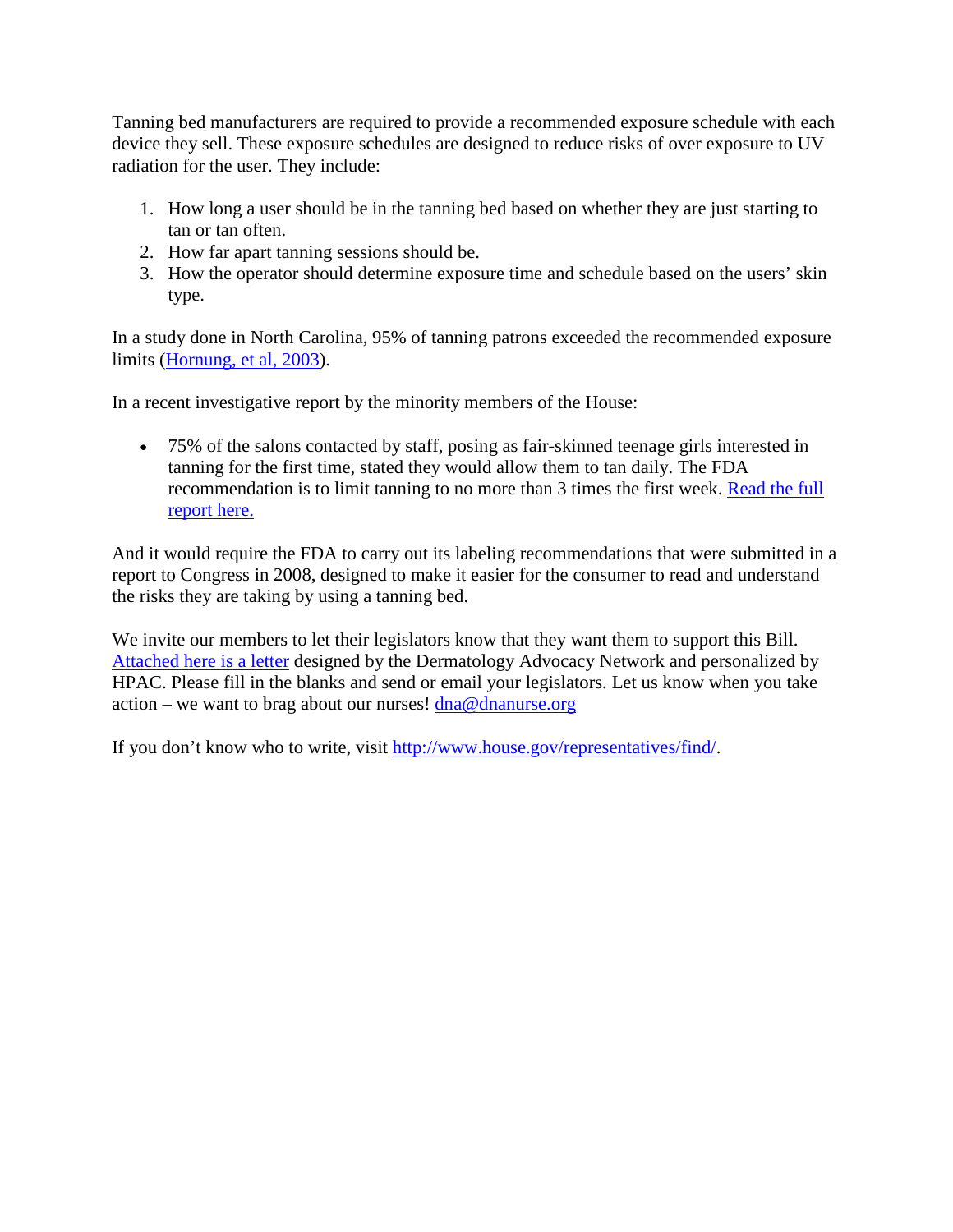Tanning bed manufacturers are required to provide a recommended exposure schedule with each device they sell. These exposure schedules are designed to reduce risks of over exposure to UV radiation for the user. They include:

1. How long a user should be in the tanning bed based on whether they are just starting to tan or tan often.
2. How far apart tanning sessions should be.
3. How the operator should determine exposure time and schedule based on the users' skin type.

In a study done in North Carolina, 95% of tanning patrons exceeded the recommended exposure limits (Hornung, et al, 2003).

In a recent investigative report by the minority members of the House:

- 75% of the salons contacted by staff, posing as fair-skinned teenage girls interested in tanning for the first time, stated they would allow them to tan daily. The FDA recommendation is to limit tanning to no more than 3 times the first week. Read the full report here.

And it would require the FDA to carry out its labeling recommendations that were submitted in a report to Congress in 2008, designed to make it easier for the consumer to read and understand the risks they are taking by using a tanning bed.

We invite our members to let their legislators know that they want them to support this Bill. Attached here is a letter designed by the Dermatology Advocacy Network and personalized by HPAC. Please fill in the blanks and send or email your legislators. Let us know when you take action – we want to brag about our nurses! dna@dnanurse.org

If you don't know who to write, visit http://www.house.gov/representatives/find/.